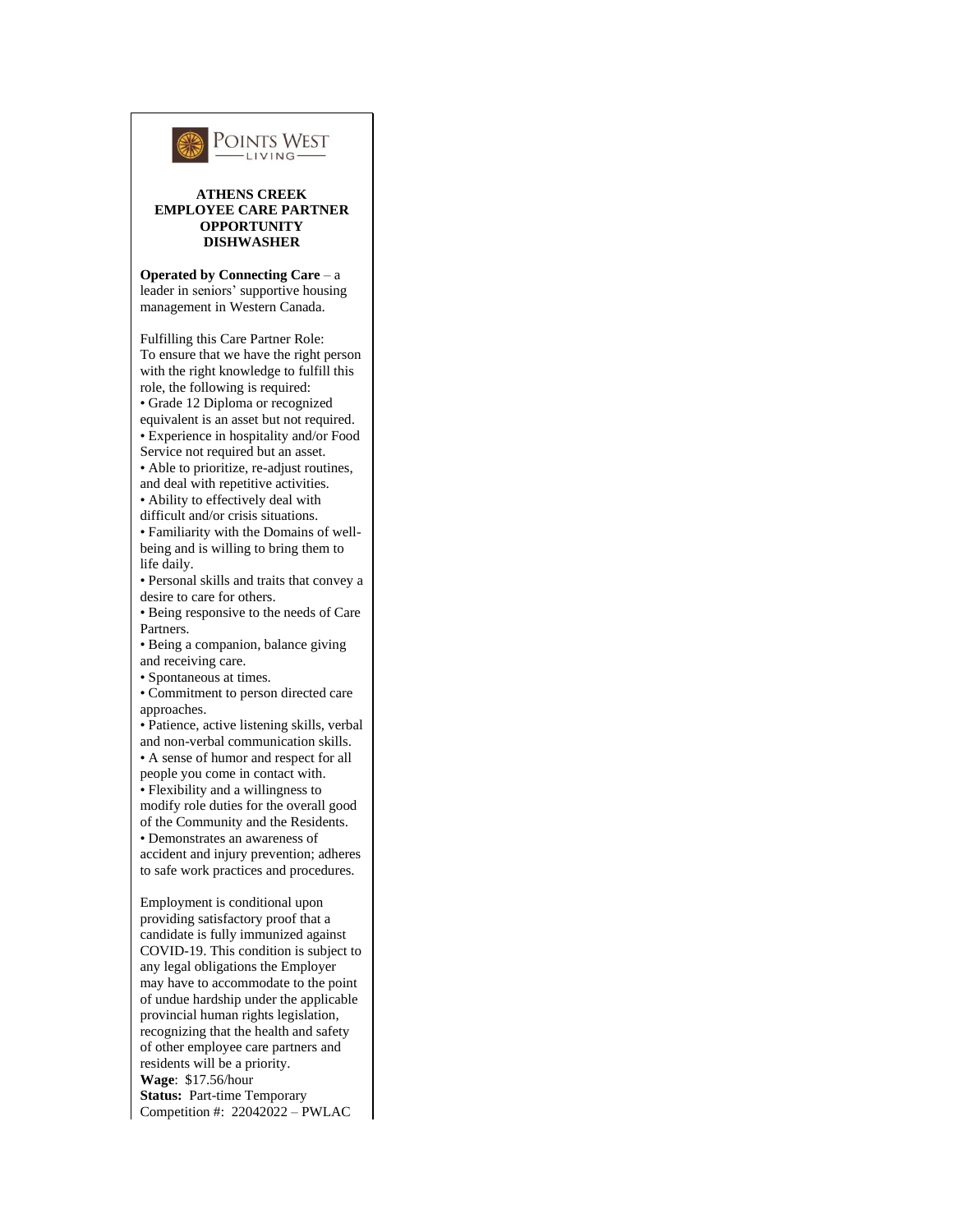POINTS WEST LIVING

**ATHENS CREEK**
**EMPLOYEE CARE PARTNER OPPORTUNITY**
**DISHWASHER**

**Operated by Connecting Care** – a leader in seniors' supportive housing management in Western Canada.

Fulfilling this Care Partner Role:
To ensure that we have the right person with the right knowledge to fulfill this role, the following is required:

- Grade 12 Diploma or recognized equivalent is an asset but not required.
- Experience in hospitality and/or Food Service not required but an asset.
- Able to prioritize, re-adjust routines, and deal with repetitive activities.
- Ability to effectively deal with difficult and/or crisis situations.
- Familiarity with the Domains of well-being and is willing to bring them to life daily.
- Personal skills and traits that convey a desire to care for others.
- Being responsive to the needs of Care Partners.
- Being a companion, balance giving and receiving care.
- Spontaneous at times.
- Commitment to person directed care approaches.
- Patience, active listening skills, verbal and non-verbal communication skills.
- A sense of humor and respect for all people you come in contact with.
- Flexibility and a willingness to modify role duties for the overall good of the Community and the Residents.
- Demonstrates an awareness of accident and injury prevention; adheres to safe work practices and procedures.

Employment is conditional upon providing satisfactory proof that a candidate is fully immunized against COVID-19. This condition is subject to any legal obligations the Employer may have to accommodate to the point of undue hardship under the applicable provincial human rights legislation, recognizing that the health and safety of other employee care partners and residents will be a priority.

**Wage**: $17.56/hour
**Status:** Part-time Temporary
Competition #: 22042022 – PWLAC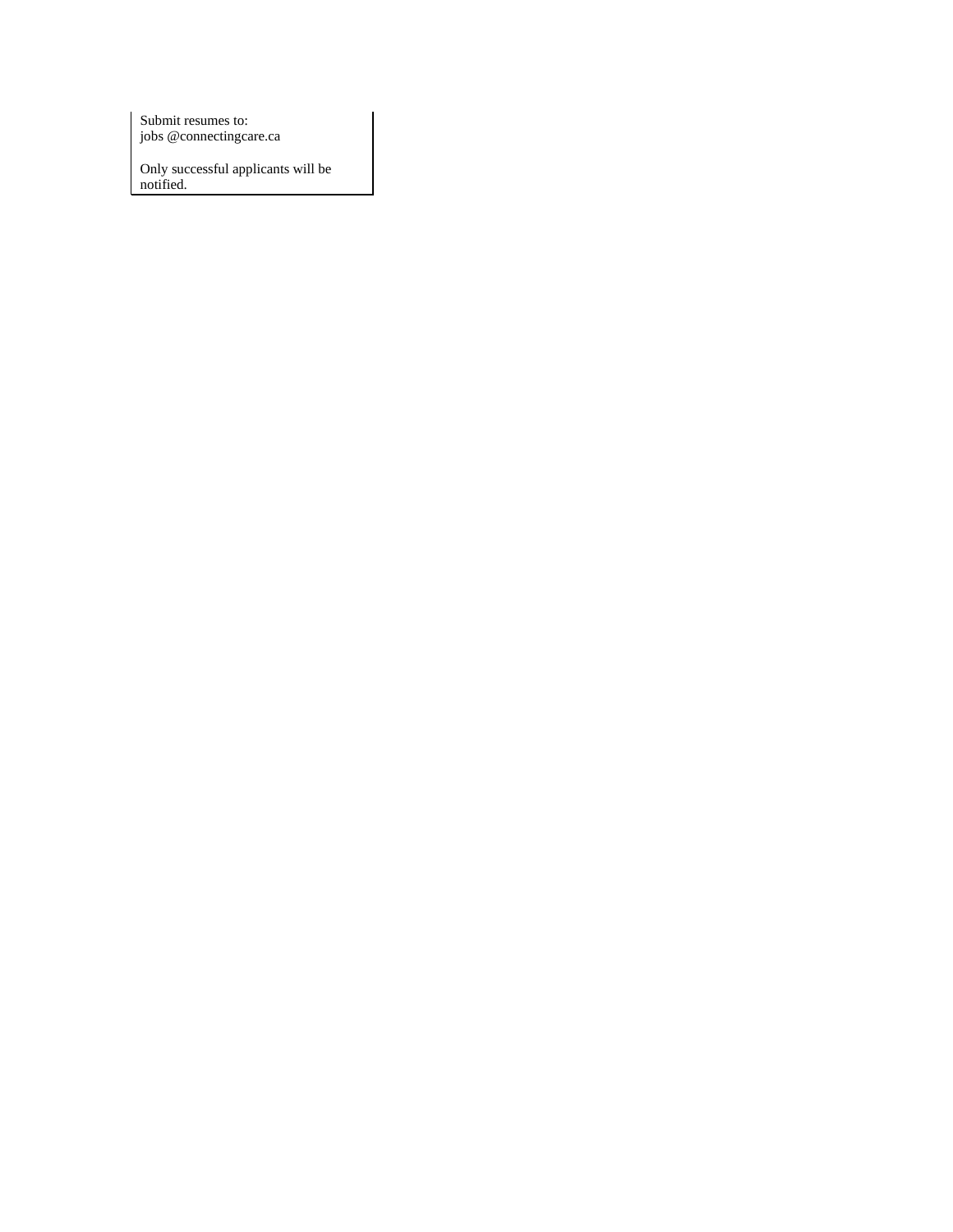Submit resumes to:
jobs @connectingcare.ca

Only successful applicants will be notified.